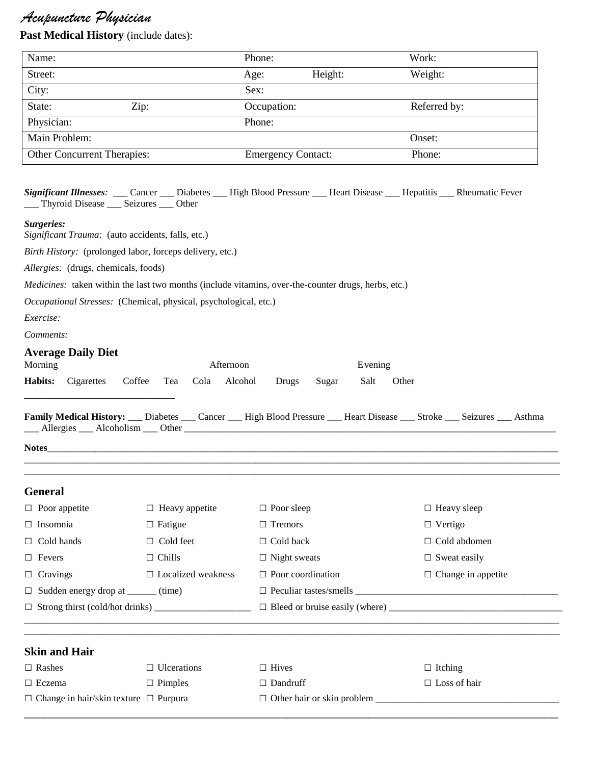*Acupuncture Physician*

**Past Medical History** (include dates):

| Name: | | Phone: | | Work: |
|---|---|---|---|---|
| Street: | | Age: | Height: | Weight: |
| City: | | Sex: | | |
| State: | Zip: | Occupation: | | Referred by: |
| Physician: | | Phone: | | |
| Main Problem: | | | | Onset: |
| Other Concurrent Therapies: | | Emergency Contact: | | Phone: |

***Significant Illnesses**:* ___ Cancer ___ Diabetes ___ High Blood Pressure ___ Heart Disease ___ Hepatitis ___ Rheumatic Fever ___ Thyroid Disease ___ Seizures ___ Other

***Surgeries:***

*Significant Trauma:* (auto accidents, falls, etc.)

*Birth History:* (prolonged labor, forceps delivery, etc.)

*Allergies:* (drugs, chemicals, foods)

*Medicines:* taken within the last two months (include vitamins, over-the-counter drugs, herbs, etc.)

*Occupational Stresses:* (Chemical, physical, psychological, etc.)

*Exercise:*

*Comments:*

## Average Daily Diet

Morning Afternoon Evening

**Habits:** Cigarettes Coffee Tea Cola Alcohol Drugs Sugar Salt Other

______________________________

**Family Medical History:** ___ Diabetes ___ Cancer ___ High Blood Pressure ___ Heart Disease ___ Stroke ___ Seizures ___ Asthma ___ Allergies ___ Alcoholism ___ Other ____________________________________________________________

**Notes**____________________________________________________________________________

________________________________________________________________________________

________________________________________________________________________________

## General

| | | | |
|---|---|---|---|
| ☐ Poor appetite | ☐ Heavy appetite | ☐ Poor sleep | ☐ Heavy sleep |
| ☐ Insomnia | ☐ Fatigue | ☐ Tremors | ☐ Vertigo |
| ☐ Cold hands | ☐ Cold feet | ☐ Cold back | ☐ Cold abdomen |
| ☐ Fevers | ☐ Chills | ☐ Night sweats | ☐ Sweat easily |
| ☐ Cravings | ☐ Localized weakness | ☐ Poor coordination | ☐ Change in appetite |

☐ Sudden energy drop at ______ (time) ☐ Peculiar tastes/smells ______________________________

☐ Strong thirst (cold/hot drinks) ____________________ ☐ Bleed or bruise easily (where) ______________________________

________________________________________________________________________________

________________________________________________________________________________

## Skin and Hair

| | | | |
|---|---|---|---|
| ☐ Rashes | ☐ Ulcerations | ☐ Hives | ☐ Itching |
| ☐ Eczema | ☐ Pimples | ☐ Dandruff | ☐ Loss of hair |
| ☐ Change in hair/skin texture | ☐ Purpura | ☐ Other hair or skin problem ______________________________ | |

________________________________________________________________________________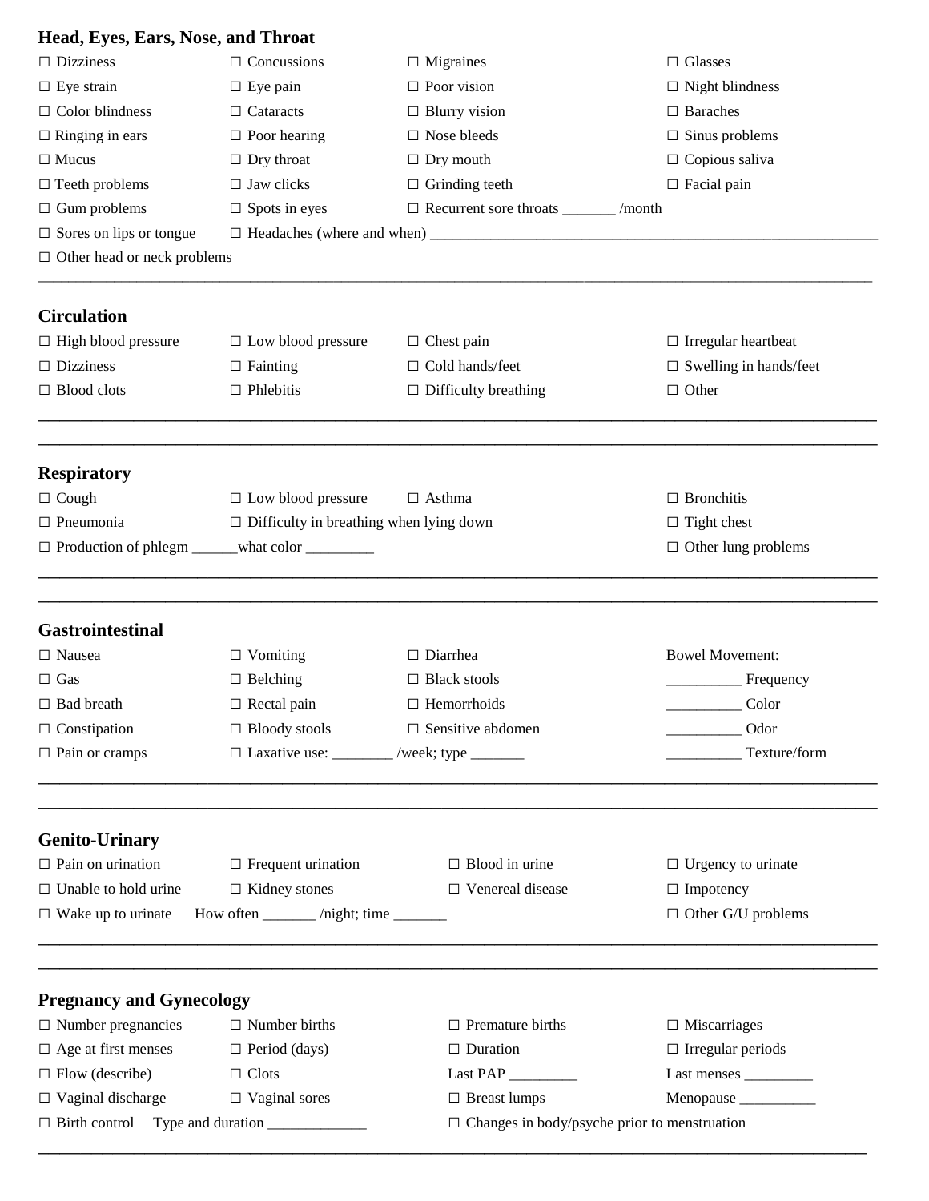## Head, Eyes, Ears, Nose, and Throat

☐ Dizziness ☐ Concussions ☐ Migraines ☐ Glasses

☐ Eye strain ☐ Eye pain ☐ Poor vision ☐ Night blindness

☐ Color blindness ☐ Cataracts ☐ Blurry vision ☐ Baraches

☐ Ringing in ears ☐ Poor hearing ☐ Nose bleeds ☐ Sinus problems

☐ Mucus ☐ Dry throat ☐ Dry mouth ☐ Copious saliva

☐ Teeth problems ☐ Jaw clicks ☐ Grinding teeth ☐ Facial pain

☐ Gum problems ☐ Spots in eyes ☐ Recurrent sore throats _______ /month

☐ Sores on lips or tongue ☐ Headaches (where and when) ____________________________________________________________

☐ Other head or neck problems

___________________________________________________________________________________________________

## Circulation

☐ High blood pressure ☐ Low blood pressure ☐ Chest pain ☐ Irregular heartbeat

☐ Dizziness ☐ Fainting ☐ Cold hands/feet ☐ Swelling in hands/feet

☐ Blood clots ☐ Phlebitis ☐ Difficulty breathing ☐ Other

___________________________________________________________________________________________________

___________________________________________________________________________________________________

## Respiratory

☐ Cough ☐ Low blood pressure ☐ Asthma ☐ Bronchitis

☐ Pneumonia ☐ Difficulty in breathing when lying down ☐ Tight chest

☐ Production of phlegm ______what color _________ ☐ Other lung problems

___________________________________________________________________________________________________

___________________________________________________________________________________________________

## Gastrointestinal

☐ Nausea ☐ Vomiting ☐ Diarrhea

☐ Gas ☐ Belching ☐ Black stools

☐ Bad breath ☐ Rectal pain ☐ Hemorrhoids

☐ Constipation ☐ Bloody stools ☐ Sensitive abdomen

☐ Pain or cramps ☐ Laxative use: ________ /week; type _______

Bowel Movement:

__________ Frequency

__________ Color

__________ Odor

__________ Texture/form

___________________________________________________________________________________________________

___________________________________________________________________________________________________

## Genito-Urinary

☐ Pain on urination ☐ Frequent urination ☐ Blood in urine ☐ Urgency to urinate

☐ Unable to hold urine ☐ Kidney stones ☐ Venereal disease ☐ Impotency

☐ Wake up to urinate How often _______ /night; time _______ ☐ Other G/U problems

___________________________________________________________________________________________________

___________________________________________________________________________________________________

## Pregnancy and Gynecology

☐ Number pregnancies ☐ Number births ☐ Premature births ☐ Miscarriages

☐ Age at first menses ☐ Period (days) ☐ Duration ☐ Irregular periods

☐ Flow (describe) ☐ Clots Last PAP _________ Last menses _________

☐ Vaginal discharge ☐ Vaginal sores ☐ Breast lumps Menopause __________

☐ Birth control Type and duration _____________ ☐ Changes in body/psyche prior to menstruation

___________________________________________________________________________________________________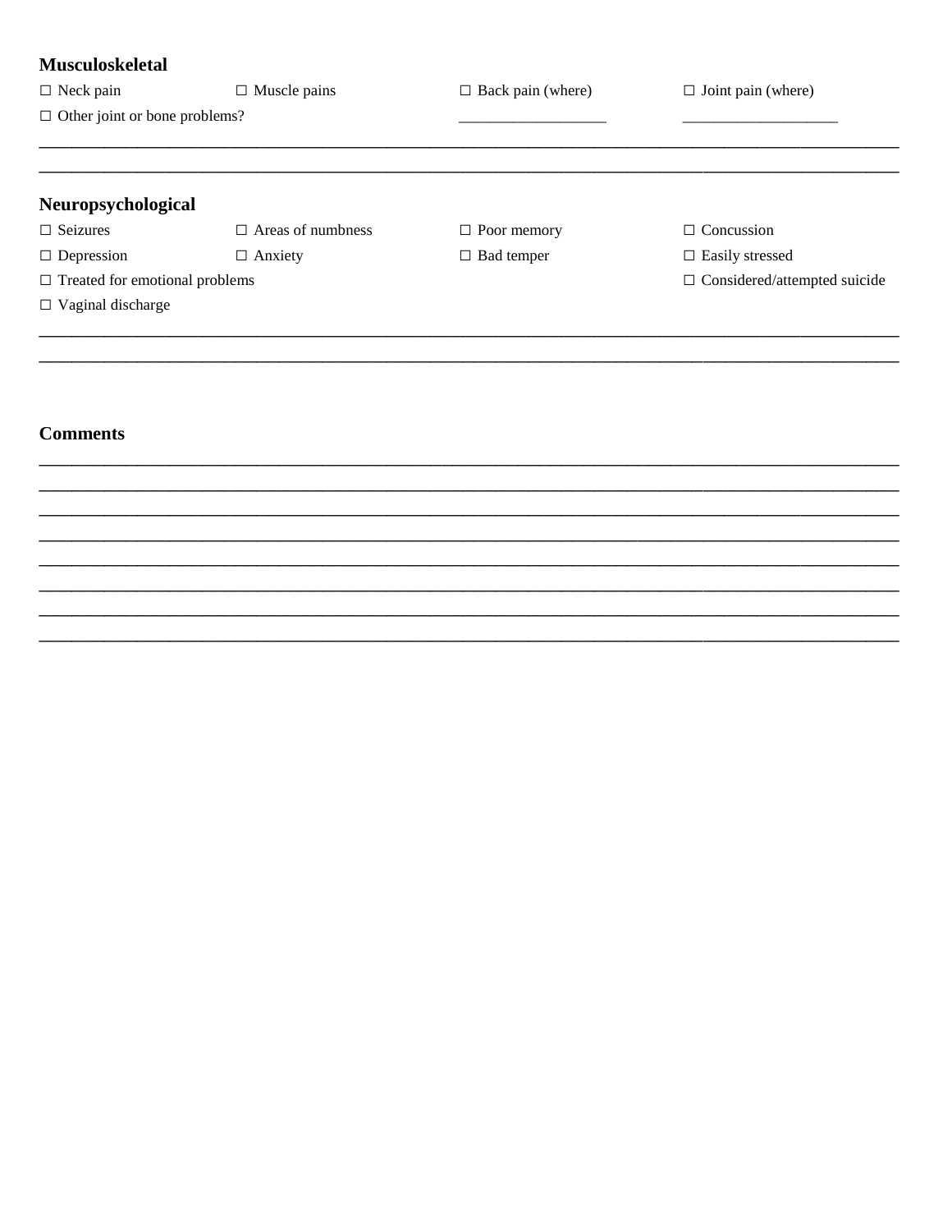### Musculoskeletal

☐ Neck pain ☐ Muscle pains ☐ Back pain (where) ☐ Joint pain (where)

☐ Other joint or bone problems? ___________________ ____________________

________________________________________________________________________________________________

________________________________________________________________________________________________

### Neuropsychological

☐ Seizures ☐ Areas of numbness ☐ Poor memory ☐ Concussion

☐ Depression ☐ Anxiety ☐ Bad temper ☐ Easily stressed

☐ Treated for emotional problems ☐ Considered/attempted suicide

☐ Vaginal discharge

________________________________________________________________________________________________

________________________________________________________________________________________________

### Comments

________________________________________________________________________________________________

________________________________________________________________________________________________

________________________________________________________________________________________________

________________________________________________________________________________________________

________________________________________________________________________________________________

________________________________________________________________________________________________

________________________________________________________________________________________________

________________________________________________________________________________________________